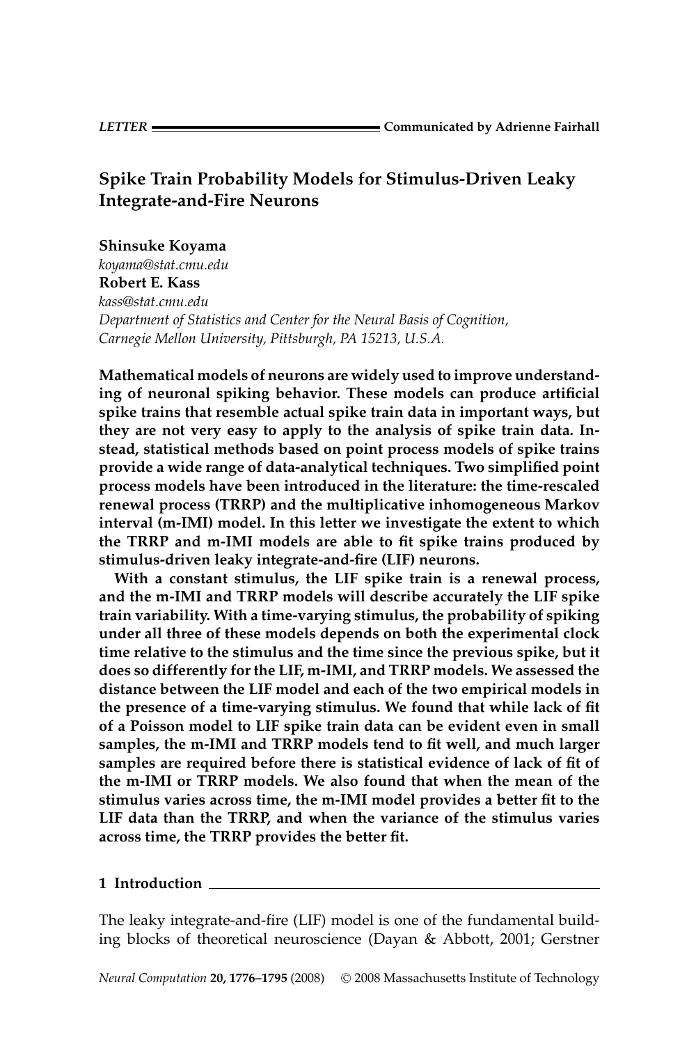LETTER Communicated by Adrienne Fairhall

# Spike Train Probability Models for Stimulus-Driven Leaky Integrate-and-Fire Neurons

**Shinsuke Koyama**
*koyama@stat.cmu.edu*
**Robert E. Kass**
*kass@stat.cmu.edu*
*Department of Statistics and Center for the Neural Basis of Cognition, Carnegie Mellon University, Pittsburgh, PA 15213, U.S.A.*

**Mathematical models of neurons are widely used to improve understanding of neuronal spiking behavior. These models can produce artificial spike trains that resemble actual spike train data in important ways, but they are not very easy to apply to the analysis of spike train data. Instead, statistical methods based on point process models of spike trains provide a wide range of data-analytical techniques. Two simplified point process models have been introduced in the literature: the time-rescaled renewal process (TRRP) and the multiplicative inhomogeneous Markov interval (m-IMI) model. In this letter we investigate the extent to which the TRRP and m-IMI models are able to fit spike trains produced by stimulus-driven leaky integrate-and-fire (LIF) neurons.**

**With a constant stimulus, the LIF spike train is a renewal process, and the m-IMI and TRRP models will describe accurately the LIF spike train variability. With a time-varying stimulus, the probability of spiking under all three of these models depends on both the experimental clock time relative to the stimulus and the time since the previous spike, but it does so differently for the LIF, m-IMI, and TRRP models. We assessed the distance between the LIF model and each of the two empirical models in the presence of a time-varying stimulus. We found that while lack of fit of a Poisson model to LIF spike train data can be evident even in small samples, the m-IMI and TRRP models tend to fit well, and much larger samples are required before there is statistical evidence of lack of fit of the m-IMI or TRRP models. We also found that when the mean of the stimulus varies across time, the m-IMI model provides a better fit to the LIF data than the TRRP, and when the variance of the stimulus varies across time, the TRRP provides the better fit.**

## 1 Introduction

The leaky integrate-and-fire (LIF) model is one of the fundamental building blocks of theoretical neuroscience (Dayan & Abbott, 2001; Gerstner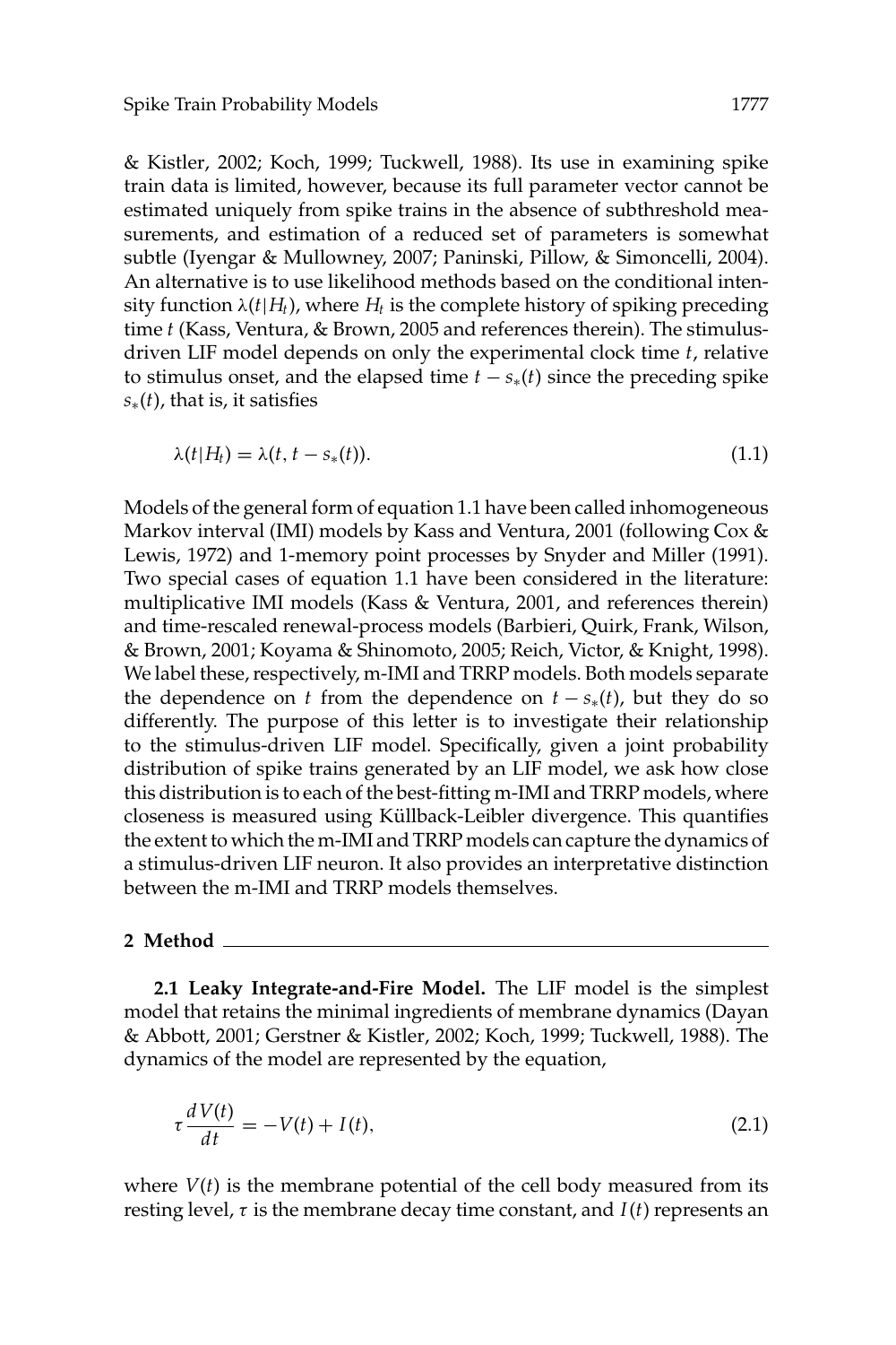& Kistler, 2002; Koch, 1999; Tuckwell, 1988). Its use in examining spike train data is limited, however, because its full parameter vector cannot be estimated uniquely from spike trains in the absence of subthreshold measurements, and estimation of a reduced set of parameters is somewhat subtle (Iyengar & Mullowney, 2007; Paninski, Pillow, & Simoncelli, 2004). An alternative is to use likelihood methods based on the conditional intensity function $\lambda(t|H_t)$, where $H_t$ is the complete history of spiking preceding time $t$ (Kass, Ventura, & Brown, 2005 and references therein). The stimulus-driven LIF model depends on only the experimental clock time $t$, relative to stimulus onset, and the elapsed time $t - s_*(t)$ since the preceding spike $s_*(t)$, that is, it satisfies

$$\lambda(t|H_t) = \lambda(t, t - s_*(t)). \tag{1.1}$$

Models of the general form of equation 1.1 have been called inhomogeneous Markov interval (IMI) models by Kass and Ventura, 2001 (following Cox & Lewis, 1972) and 1-memory point processes by Snyder and Miller (1991). Two special cases of equation 1.1 have been considered in the literature: multiplicative IMI models (Kass & Ventura, 2001, and references therein) and time-rescaled renewal-process models (Barbieri, Quirk, Frank, Wilson, & Brown, 2001; Koyama & Shinomoto, 2005; Reich, Victor, & Knight, 1998). We label these, respectively, m-IMI and TRRP models. Both models separate the dependence on $t$ from the dependence on $t - s_*(t)$, but they do so differently. The purpose of this letter is to investigate their relationship to the stimulus-driven LIF model. Specifically, given a joint probability distribution of spike trains generated by an LIF model, we ask how close this distribution is to each of the best-fitting m-IMI and TRRP models, where closeness is measured using Küllback-Leibler divergence. This quantifies the extent to which the m-IMI and TRRP models can capture the dynamics of a stimulus-driven LIF neuron. It also provides an interpretative distinction between the m-IMI and TRRP models themselves.

## 2 Method

**2.1 Leaky Integrate-and-Fire Model.** The LIF model is the simplest model that retains the minimal ingredients of membrane dynamics (Dayan & Abbott, 2001; Gerstner & Kistler, 2002; Koch, 1999; Tuckwell, 1988). The dynamics of the model are represented by the equation,

$$\tau \frac{dV(t)}{dt} = -V(t) + I(t), \tag{2.1}$$

where $V(t)$ is the membrane potential of the cell body measured from its resting level, $\tau$ is the membrane decay time constant, and $I(t)$ represents an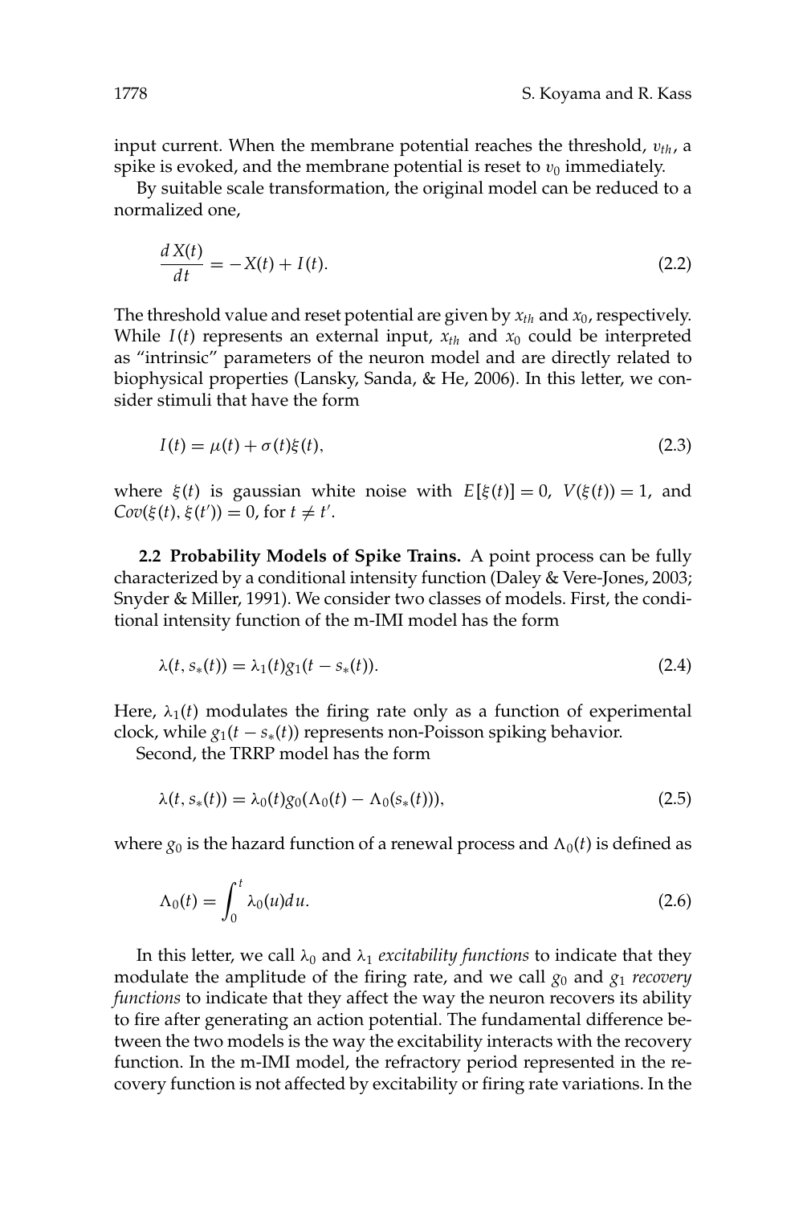input current. When the membrane potential reaches the threshold, $v_{th}$, a spike is evoked, and the membrane potential is reset to $v_0$ immediately.

By suitable scale transformation, the original model can be reduced to a normalized one,

$$\frac{dX(t)}{dt} = -X(t) + I(t). \tag{2.2}$$

The threshold value and reset potential are given by $x_{th}$ and $x_0$, respectively. While $I(t)$ represents an external input, $x_{th}$ and $x_0$ could be interpreted as "intrinsic" parameters of the neuron model and are directly related to biophysical properties (Lansky, Sanda, & He, 2006). In this letter, we consider stimuli that have the form

$$I(t) = \mu(t) + \sigma(t)\xi(t), \tag{2.3}$$

where $\xi(t)$ is gaussian white noise with $E[\xi(t)] = 0$, $V(\xi(t)) = 1$, and $Cov(\xi(t), \xi(t')) = 0$, for $t \neq t'$.

**2.2 Probability Models of Spike Trains.** A point process can be fully characterized by a conditional intensity function (Daley & Vere-Jones, 2003; Snyder & Miller, 1991). We consider two classes of models. First, the conditional intensity function of the m-IMI model has the form

$$\lambda(t, s_*(t)) = \lambda_1(t) g_1(t - s_*(t)). \tag{2.4}$$

Here, $\lambda_1(t)$ modulates the firing rate only as a function of experimental clock, while $g_1(t - s_*(t))$ represents non-Poisson spiking behavior.

Second, the TRRP model has the form

$$\lambda(t, s_*(t)) = \lambda_0(t) g_0(\Lambda_0(t) - \Lambda_0(s_*(t))), \tag{2.5}$$

where $g_0$ is the hazard function of a renewal process and $\Lambda_0(t)$ is defined as

$$\Lambda_0(t) = \int_0^t \lambda_0(u) du. \tag{2.6}$$

In this letter, we call $\lambda_0$ and $\lambda_1$ *excitability functions* to indicate that they modulate the amplitude of the firing rate, and we call $g_0$ and $g_1$ *recovery functions* to indicate that they affect the way the neuron recovers its ability to fire after generating an action potential. The fundamental difference between the two models is the way the excitability interacts with the recovery function. In the m-IMI model, the refractory period represented in the recovery function is not affected by excitability or firing rate variations. In the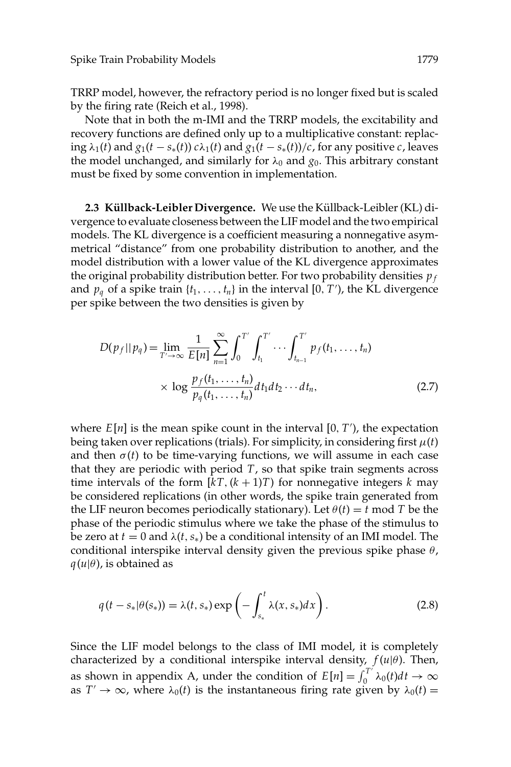TRRP model, however, the refractory period is no longer fixed but is scaled by the firing rate (Reich et al., 1998).

Note that in both the m-IMI and the TRRP models, the excitability and recovery functions are defined only up to a multiplicative constant: replacing $\lambda_1(t)$ and $g_1(t - s_*(t))$ $c\lambda_1(t)$ and $g_1(t - s_*(t))/c$, for any positive $c$, leaves the model unchanged, and similarly for $\lambda_0$ and $g_0$. This arbitrary constant must be fixed by some convention in implementation.

### 2.3 Küllback-Leibler Divergence.

We use the Küllback-Leibler (KL) divergence to evaluate closeness between the LIF model and the two empirical models. The KL divergence is a coefficient measuring a nonnegative asymmetrical "distance" from one probability distribution to another, and the model distribution with a lower value of the KL divergence approximates the original probability distribution better. For two probability densities $p_f$ and $p_q$ of a spike train $\{t_1, \ldots, t_n\}$ in the interval $[0, T')$, the KL divergence per spike between the two densities is given by

$$D(p_f || p_q) = \lim_{T' \to \infty} \frac{1}{E[n]} \sum_{n=1}^{\infty} \int_0^{T'} \int_{t_1}^{T'} \cdots \int_{t_{n-1}}^{T'} p_f(t_1, \ldots, t_n) \times \log \frac{p_f(t_1, \ldots, t_n)}{p_q(t_1, \ldots, t_n)} dt_1 dt_2 \cdots dt_n, \tag{2.7}$$

where $E[n]$ is the mean spike count in the interval $[0, T')$, the expectation being taken over replications (trials). For simplicity, in considering first $\mu(t)$ and then $\sigma(t)$ to be time-varying functions, we will assume in each case that they are periodic with period $T$, so that spike train segments across time intervals of the form $[kT, (k+1)T)$ for nonnegative integers $k$ may be considered replications (in other words, the spike train generated from the LIF neuron becomes periodically stationary). Let $\theta(t) = t \bmod T$ be the phase of the periodic stimulus where we take the phase of the stimulus to be zero at $t = 0$ and $\lambda(t, s_*)$ be a conditional intensity of an IMI model. The conditional interspike interval density given the previous spike phase $\theta$, $q(u|\theta)$, is obtained as

$$q(t - s_* | \theta(s_*)) = \lambda(t, s_*) \exp\left(-\int_{s_*}^{t} \lambda(x, s_*) dx\right). \tag{2.8}$$

Since the LIF model belongs to the class of IMI model, it is completely characterized by a conditional interspike interval density, $f(u|\theta)$. Then, as shown in appendix A, under the condition of $E[n] = \int_0^{T'} \lambda_0(t) dt \to \infty$ as $T' \to \infty$, where $\lambda_0(t)$ is the instantaneous firing rate given by $\lambda_0(t) =$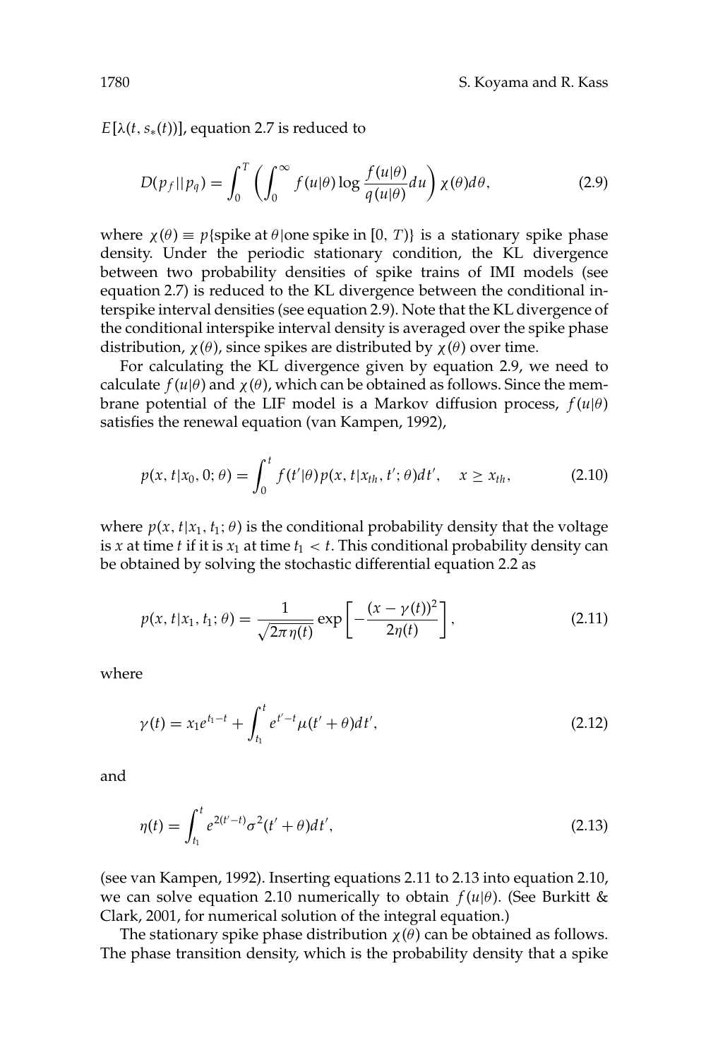$E[\lambda(t, s_*(t))]$, equation 2.7 is reduced to

$$D(p_f||p_q) = \int_0^T \left( \int_0^\infty f(u|\theta) \log \frac{f(u|\theta)}{q(u|\theta)} du \right) \chi(\theta) d\theta, \tag{2.9}$$

where $\chi(\theta) \equiv p\{\text{spike at } \theta | \text{one spike in } [0, T)\}$ is a stationary spike phase density. Under the periodic stationary condition, the KL divergence between two probability densities of spike trains of IMI models (see equation 2.7) is reduced to the KL divergence between the conditional interspike interval densities (see equation 2.9). Note that the KL divergence of the conditional interspike interval density is averaged over the spike phase distribution, $\chi(\theta)$, since spikes are distributed by $\chi(\theta)$ over time.

For calculating the KL divergence given by equation 2.9, we need to calculate $f(u|\theta)$ and $\chi(\theta)$, which can be obtained as follows. Since the membrane potential of the LIF model is a Markov diffusion process, $f(u|\theta)$ satisfies the renewal equation (van Kampen, 1992),

$$p(x, t|x_0, 0; \theta) = \int_0^t f(t'|\theta) p(x, t|x_{th}, t'; \theta) dt', \quad x \geq x_{th}, \tag{2.10}$$

where $p(x, t|x_1, t_1; \theta)$ is the conditional probability density that the voltage is $x$ at time $t$ if it is $x_1$ at time $t_1 < t$. This conditional probability density can be obtained by solving the stochastic differential equation 2.2 as

$$p(x, t|x_1, t_1; \theta) = \frac{1}{\sqrt{2\pi \eta(t)}} \exp\left[ -\frac{(x - \gamma(t))^2}{2\eta(t)} \right], \tag{2.11}$$

where

$$\gamma(t) = x_1 e^{t_1 - t} + \int_{t_1}^t e^{t' - t} \mu(t' + \theta) dt', \tag{2.12}$$

and

$$\eta(t) = \int_{t_1}^t e^{2(t' - t)} \sigma^2(t' + \theta) dt', \tag{2.13}$$

(see van Kampen, 1992). Inserting equations 2.11 to 2.13 into equation 2.10, we can solve equation 2.10 numerically to obtain $f(u|\theta)$. (See Burkitt & Clark, 2001, for numerical solution of the integral equation.)

The stationary spike phase distribution $\chi(\theta)$ can be obtained as follows. The phase transition density, which is the probability density that a spike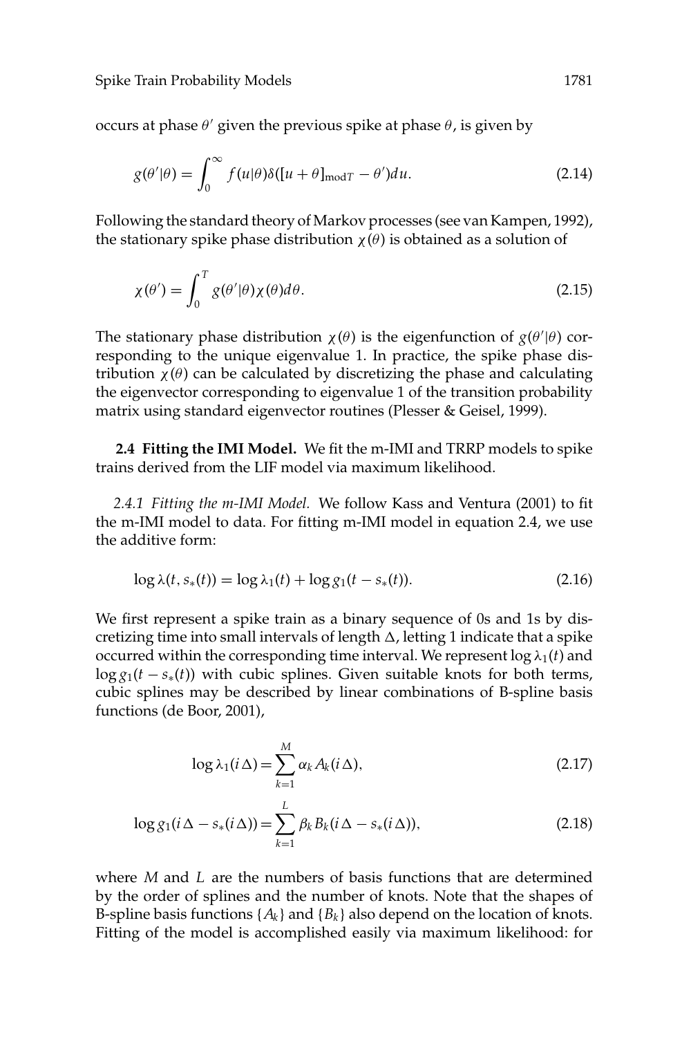occurs at phase $\theta'$ given the previous spike at phase $\theta$, is given by

$$g(\theta'|\theta) = \int_0^\infty f(u|\theta)\delta([u+\theta]_{\text{mod}T} - \theta')du. \tag{2.14}$$

Following the standard theory of Markov processes (see van Kampen, 1992), the stationary spike phase distribution $\chi(\theta)$ is obtained as a solution of

$$\chi(\theta') = \int_0^T g(\theta'|\theta)\chi(\theta)d\theta. \tag{2.15}$$

The stationary phase distribution $\chi(\theta)$ is the eigenfunction of $g(\theta'|\theta)$ corresponding to the unique eigenvalue 1. In practice, the spike phase distribution $\chi(\theta)$ can be calculated by discretizing the phase and calculating the eigenvector corresponding to eigenvalue 1 of the transition probability matrix using standard eigenvector routines (Plesser & Geisel, 1999).

### 2.4 Fitting the IMI Model.

We fit the m-IMI and TRRP models to spike trains derived from the LIF model via maximum likelihood.

*2.4.1 Fitting the m-IMI Model.* We follow Kass and Ventura (2001) to fit the m-IMI model to data. For fitting m-IMI model in equation 2.4, we use the additive form:

$$\log\lambda(t, s_*(t)) = \log\lambda_1(t) + \log g_1(t - s_*(t)). \tag{2.16}$$

We first represent a spike train as a binary sequence of 0s and 1s by discretizing time into small intervals of length $\Delta$, letting 1 indicate that a spike occurred within the corresponding time interval. We represent $\log\lambda_1(t)$ and $\log g_1(t - s_*(t))$ with cubic splines. Given suitable knots for both terms, cubic splines may be described by linear combinations of B-spline basis functions (de Boor, 2001),

$$\log\lambda_1(i\Delta) = \sum_{k=1}^{M} \alpha_k A_k(i\Delta), \tag{2.17}$$

$$\log g_1(i\Delta - s_*(i\Delta)) = \sum_{k=1}^{L} \beta_k B_k(i\Delta - s_*(i\Delta)), \tag{2.18}$$

where $M$ and $L$ are the numbers of basis functions that are determined by the order of splines and the number of knots. Note that the shapes of B-spline basis functions $\{A_k\}$ and $\{B_k\}$ also depend on the location of knots. Fitting of the model is accomplished easily via maximum likelihood: for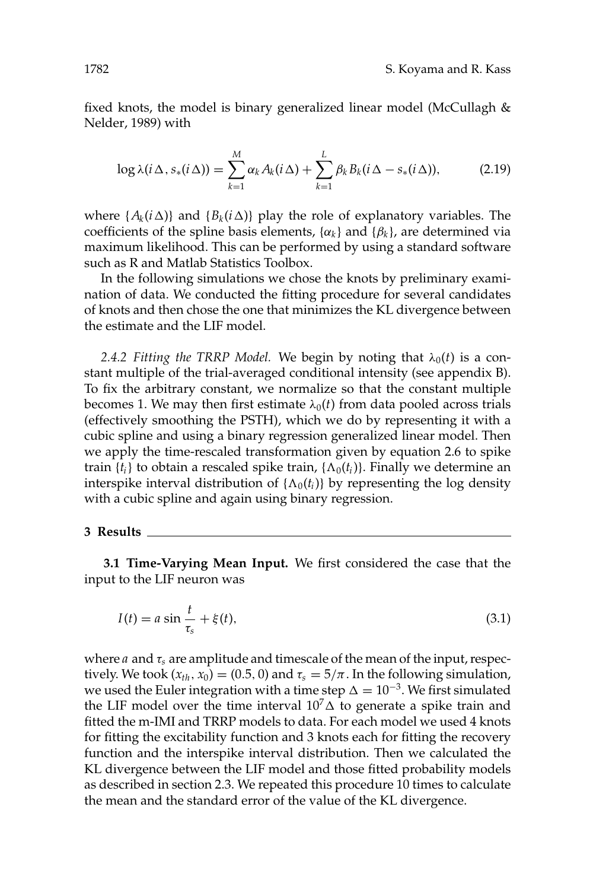fixed knots, the model is binary generalized linear model (McCullagh & Nelder, 1989) with

$$\log \lambda(i\Delta, s_*(i\Delta)) = \sum_{k=1}^{M} \alpha_k A_k(i\Delta) + \sum_{k=1}^{L} \beta_k B_k(i\Delta - s_*(i\Delta)), \tag{2.19}$$

where $\{A_k(i\Delta)\}$ and $\{B_k(i\Delta)\}$ play the role of explanatory variables. The coefficients of the spline basis elements, $\{\alpha_k\}$ and $\{\beta_k\}$, are determined via maximum likelihood. This can be performed by using a standard software such as R and Matlab Statistics Toolbox.

In the following simulations we chose the knots by preliminary examination of data. We conducted the fitting procedure for several candidates of knots and then chose the one that minimizes the KL divergence between the estimate and the LIF model.

*2.4.2 Fitting the TRRP Model.* We begin by noting that $\lambda_0(t)$ is a constant multiple of the trial-averaged conditional intensity (see appendix B). To fix the arbitrary constant, we normalize so that the constant multiple becomes 1. We may then first estimate $\lambda_0(t)$ from data pooled across trials (effectively smoothing the PSTH), which we do by representing it with a cubic spline and using a binary regression generalized linear model. Then we apply the time-rescaled transformation given by equation 2.6 to spike train $\{t_i\}$ to obtain a rescaled spike train, $\{\Lambda_0(t_i)\}$. Finally we determine an interspike interval distribution of $\{\Lambda_0(t_i)\}$ by representing the log density with a cubic spline and again using binary regression.

## 3 Results

### 3.1 Time-Varying Mean Input.

We first considered the case that the input to the LIF neuron was

$$I(t) = a \sin \frac{t}{\tau_s} + \xi(t), \tag{3.1}$$

where $a$ and $\tau_s$ are amplitude and timescale of the mean of the input, respectively. We took $(x_{th}, x_0) = (0.5, 0)$ and $\tau_s = 5/\pi$. In the following simulation, we used the Euler integration with a time step $\Delta = 10^{-3}$. We first simulated the LIF model over the time interval $10^7\Delta$ to generate a spike train and fitted the m-IMI and TRRP models to data. For each model we used 4 knots for fitting the excitability function and 3 knots each for fitting the recovery function and the interspike interval distribution. Then we calculated the KL divergence between the LIF model and those fitted probability models as described in section 2.3. We repeated this procedure 10 times to calculate the mean and the standard error of the value of the KL divergence.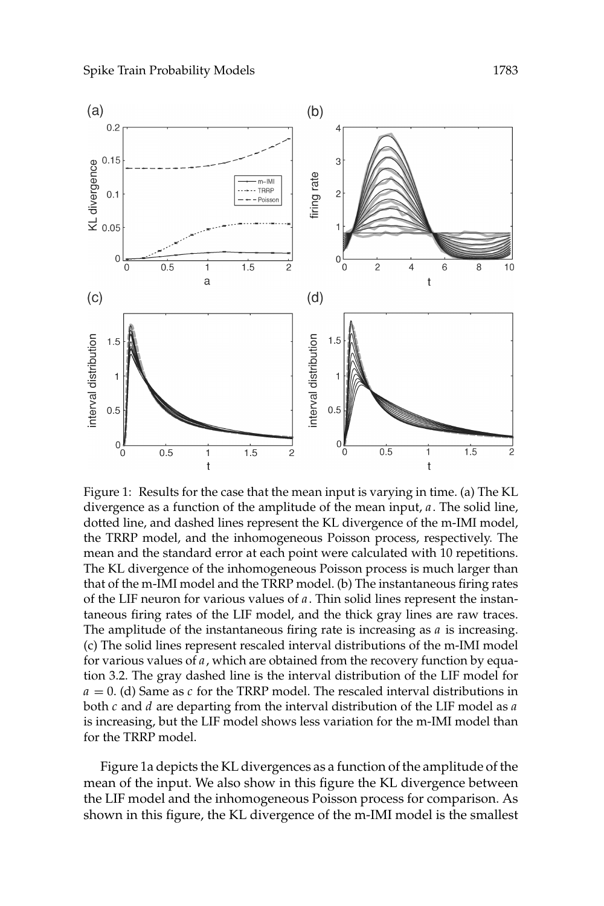Figure 1: Results for the case that the mean input is varying in time. (a) The KL divergence as a function of the amplitude of the mean input, $a$. The solid line, dotted line, and dashed lines represent the KL divergence of the m-IMI model, the TRRP model, and the inhomogeneous Poisson process, respectively. The mean and the standard error at each point were calculated with 10 repetitions. The KL divergence of the inhomogeneous Poisson process is much larger than that of the m-IMI model and the TRRP model. (b) The instantaneous firing rates of the LIF neuron for various values of $a$. Thin solid lines represent the instantaneous firing rates of the LIF model, and the thick gray lines are raw traces. The amplitude of the instantaneous firing rate is increasing as $a$ is increasing. (c) The solid lines represent rescaled interval distributions of the m-IMI model for various values of $a$, which are obtained from the recovery function by equation 3.2. The gray dashed line is the interval distribution of the LIF model for $a = 0$. (d) Same as $c$ for the TRRP model. The rescaled interval distributions in both $c$ and $d$ are departing from the interval distribution of the LIF model as $a$ is increasing, but the LIF model shows less variation for the m-IMI model than for the TRRP model.

Figure 1a depicts the KL divergences as a function of the amplitude of the mean of the input. We also show in this figure the KL divergence between the LIF model and the inhomogeneous Poisson process for comparison. As shown in this figure, the KL divergence of the m-IMI model is the smallest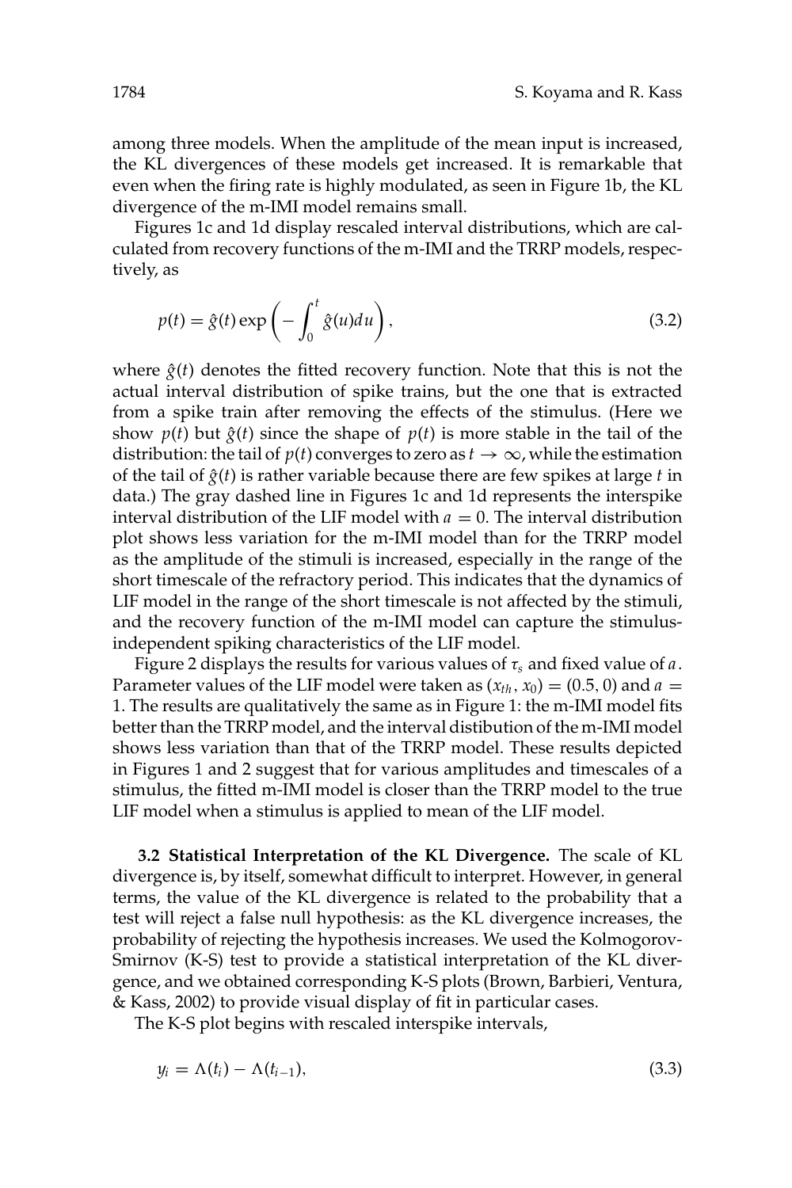among three models. When the amplitude of the mean input is increased, the KL divergences of these models get increased. It is remarkable that even when the firing rate is highly modulated, as seen in Figure 1b, the KL divergence of the m-IMI model remains small.

Figures 1c and 1d display rescaled interval distributions, which are calculated from recovery functions of the m-IMI and the TRRP models, respectively, as

$$p(t) = \hat{g}(t) \exp\left( -\int_0^t \hat{g}(u) du \right), \tag{3.2}$$

where $\hat{g}(t)$ denotes the fitted recovery function. Note that this is not the actual interval distribution of spike trains, but the one that is extracted from a spike train after removing the effects of the stimulus. (Here we show $p(t)$ but $\hat{g}(t)$ since the shape of $p(t)$ is more stable in the tail of the distribution: the tail of $p(t)$ converges to zero as $t \to \infty$, while the estimation of the tail of $\hat{g}(t)$ is rather variable because there are few spikes at large $t$ in data.) The gray dashed line in Figures 1c and 1d represents the interspike interval distribution of the LIF model with $a = 0$. The interval distribution plot shows less variation for the m-IMI model than for the TRRP model as the amplitude of the stimuli is increased, especially in the range of the short timescale of the refractory period. This indicates that the dynamics of LIF model in the range of the short timescale is not affected by the stimuli, and the recovery function of the m-IMI model can capture the stimulus-independent spiking characteristics of the LIF model.

Figure 2 displays the results for various values of $\tau_s$ and fixed value of $a$. Parameter values of the LIF model were taken as $(x_{th}, x_0) = (0.5, 0)$ and $a = 1$. The results are qualitatively the same as in Figure 1: the m-IMI model fits better than the TRRP model, and the interval distibution of the m-IMI model shows less variation than that of the TRRP model. These results depicted in Figures 1 and 2 suggest that for various amplitudes and timescales of a stimulus, the fitted m-IMI model is closer than the TRRP model to the true LIF model when a stimulus is applied to mean of the LIF model.

**3.2 Statistical Interpretation of the KL Divergence.** The scale of KL divergence is, by itself, somewhat difficult to interpret. However, in general terms, the value of the KL divergence is related to the probability that a test will reject a false null hypothesis: as the KL divergence increases, the probability of rejecting the hypothesis increases. We used the Kolmogorov-Smirnov (K-S) test to provide a statistical interpretation of the KL divergence, and we obtained corresponding K-S plots (Brown, Barbieri, Ventura, & Kass, 2002) to provide visual display of fit in particular cases.

The K-S plot begins with rescaled interspike intervals,

$$y_i = \Lambda(t_i) - \Lambda(t_{i-1}), \tag{3.3}$$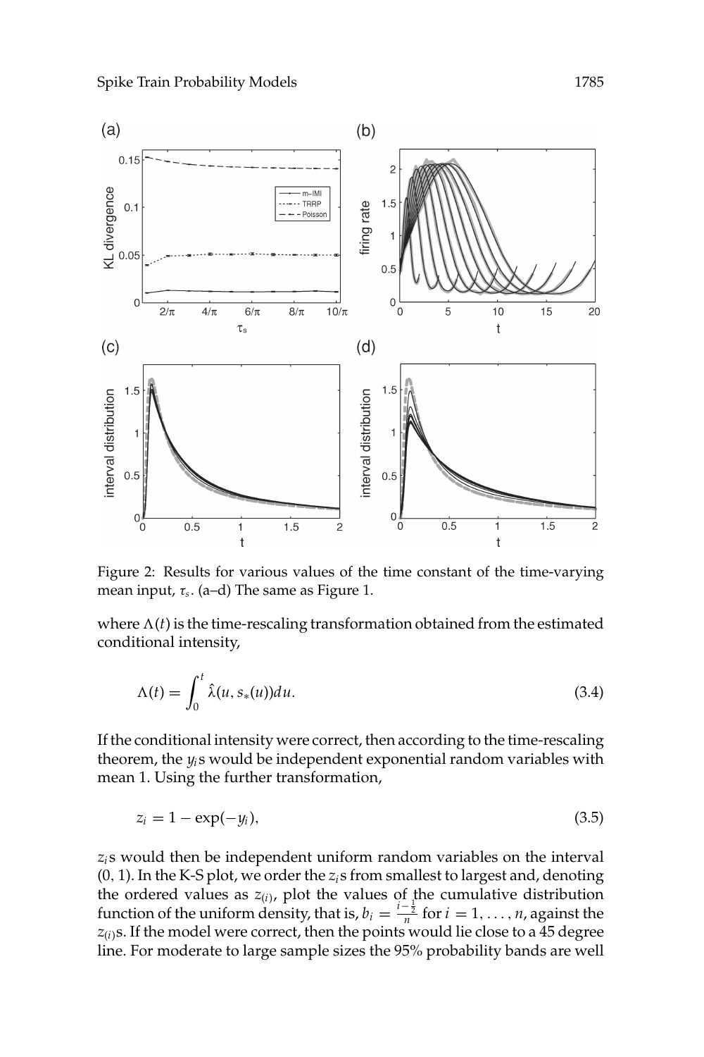Figure 2: Results for various values of the time constant of the time-varying mean input, $\tau_s$. (a–d) The same as Figure 1.

where $\Lambda(t)$ is the time-rescaling transformation obtained from the estimated conditional intensity,

$$\Lambda(t) = \int_0^t \hat{\lambda}(u, s_*(u))du. \tag{3.4}$$

If the conditional intensity were correct, then according to the time-rescaling theorem, the $y_i$s would be independent exponential random variables with mean 1. Using the further transformation,

$$z_i = 1 - \exp(-y_i), \tag{3.5}$$

$z_i$s would then be independent uniform random variables on the interval $(0, 1)$. In the K-S plot, we order the $z_i$s from smallest to largest and, denoting the ordered values as $z_{(i)}$, plot the values of the cumulative distribution function of the uniform density, that is, $b_i = \frac{i-\frac{1}{2}}{n}$ for $i = 1, \ldots, n$, against the $z_{(i)}$s. If the model were correct, then the points would lie close to a 45 degree line. For moderate to large sample sizes the 95% probability bands are well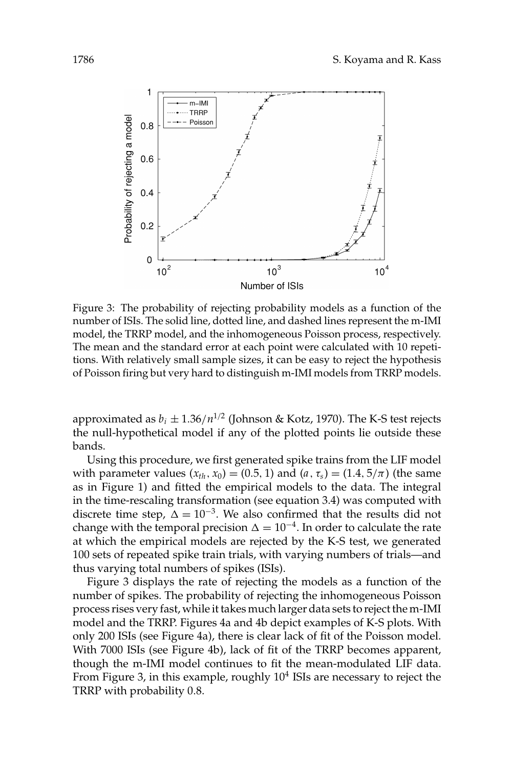Figure 3: The probability of rejecting probability models as a function of the number of ISIs. The solid line, dotted line, and dashed lines represent the m-IMI model, the TRRP model, and the inhomogeneous Poisson process, respectively. The mean and the standard error at each point were calculated with 10 repetitions. With relatively small sample sizes, it can be easy to reject the hypothesis of Poisson firing but very hard to distinguish m-IMI models from TRRP models.

approximated as $b_i \pm 1.36/n^{1/2}$ (Johnson & Kotz, 1970). The K-S test rejects the null-hypothetical model if any of the plotted points lie outside these bands.

Using this procedure, we first generated spike trains from the LIF model with parameter values $(x_{th}, x_0) = (0.5, 1)$ and $(a, \tau_s) = (1.4, 5/\pi)$ (the same as in Figure 1) and fitted the empirical models to the data. The integral in the time-rescaling transformation (see equation 3.4) was computed with discrete time step, $\Delta = 10^{-3}$. We also confirmed that the results did not change with the temporal precision $\Delta = 10^{-4}$. In order to calculate the rate at which the empirical models are rejected by the K-S test, we generated 100 sets of repeated spike train trials, with varying numbers of trials—and thus varying total numbers of spikes (ISIs).

Figure 3 displays the rate of rejecting the models as a function of the number of spikes. The probability of rejecting the inhomogeneous Poisson process rises very fast, while it takes much larger data sets to reject the m-IMI model and the TRRP. Figures 4a and 4b depict examples of K-S plots. With only 200 ISIs (see Figure 4a), there is clear lack of fit of the Poisson model. With 7000 ISIs (see Figure 4b), lack of fit of the TRRP becomes apparent, though the m-IMI model continues to fit the mean-modulated LIF data. From Figure 3, in this example, roughly $10^4$ ISIs are necessary to reject the TRRP with probability 0.8.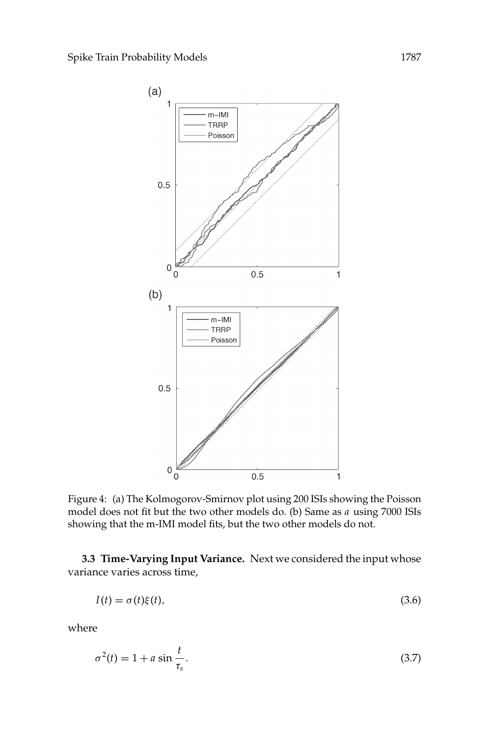Figure 4: (a) The Kolmogorov-Smirnov plot using 200 ISIs showing the Poisson model does not fit but the two other models do. (b) Same as *a* using 7000 ISIs showing that the m-IMI model fits, but the two other models do not.

**3.3 Time-Varying Input Variance.** Next we considered the input whose variance varies across time,

$$I(t) = \sigma(t)\xi(t), \tag{3.6}$$

where

$$\sigma^2(t) = 1 + a \sin \frac{t}{\tau_s}. \tag{3.7}$$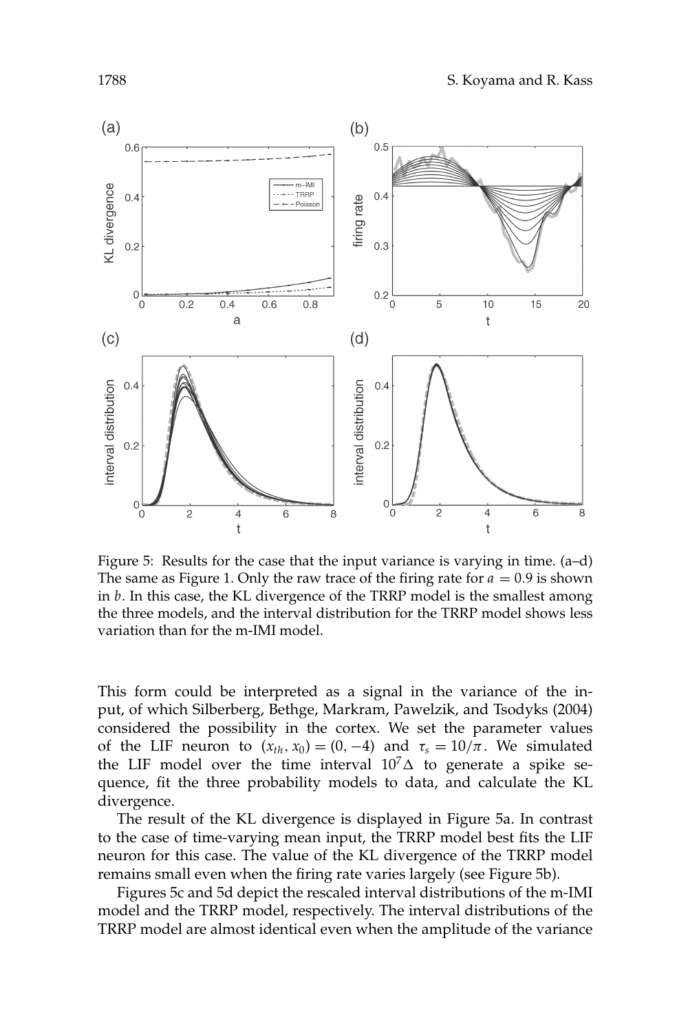Figure 5: Results for the case that the input variance is varying in time. (a–d) The same as Figure 1. Only the raw trace of the firing rate for $a = 0.9$ is shown in $b$. In this case, the KL divergence of the TRRP model is the smallest among the three models, and the interval distribution for the TRRP model shows less variation than for the m-IMI model.

This form could be interpreted as a signal in the variance of the input, of which Silberberg, Bethge, Markram, Pawelzik, and Tsodyks (2004) considered the possibility in the cortex. We set the parameter values of the LIF neuron to $(x_{th}, x_0) = (0, -4)$ and $\tau_s = 10/\pi$. We simulated the LIF model over the time interval $10^7\Delta$ to generate a spike sequence, fit the three probability models to data, and calculate the KL divergence.

The result of the KL divergence is displayed in Figure 5a. In contrast to the case of time-varying mean input, the TRRP model best fits the LIF neuron for this case. The value of the KL divergence of the TRRP model remains small even when the firing rate varies largely (see Figure 5b).

Figures 5c and 5d depict the rescaled interval distributions of the m-IMI model and the TRRP model, respectively. The interval distributions of the TRRP model are almost identical even when the amplitude of the variance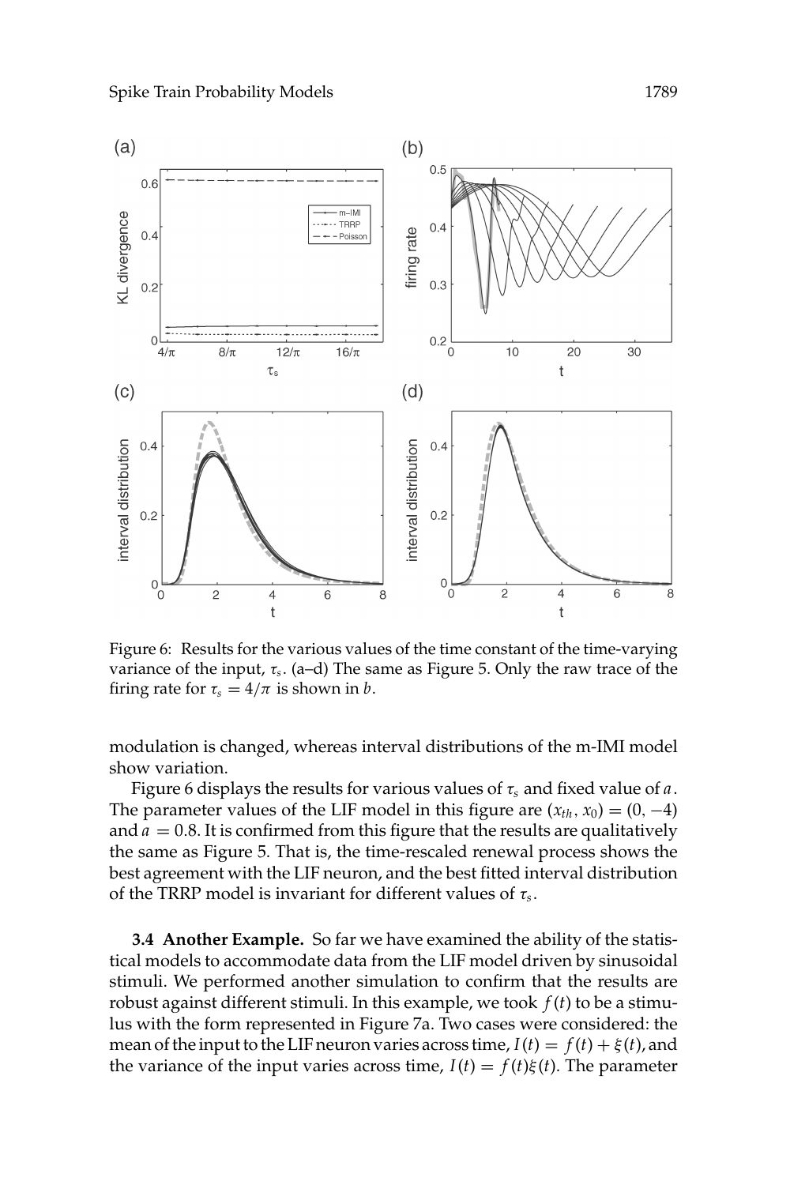Figure 6: Results for the various values of the time constant of the time-varying variance of the input, $\tau_s$. (a–d) The same as Figure 5. Only the raw trace of the firing rate for $\tau_s = 4/\pi$ is shown in $b$.

modulation is changed, whereas interval distributions of the m-IMI model show variation.

Figure 6 displays the results for various values of $\tau_s$ and fixed value of $a$. The parameter values of the LIF model in this figure are $(x_{th}, x_0) = (0, -4)$ and $a = 0.8$. It is confirmed from this figure that the results are qualitatively the same as Figure 5. That is, the time-rescaled renewal process shows the best agreement with the LIF neuron, and the best fitted interval distribution of the TRRP model is invariant for different values of $\tau_s$.

**3.4 Another Example.** So far we have examined the ability of the statistical models to accommodate data from the LIF model driven by sinusoidal stimuli. We performed another simulation to confirm that the results are robust against different stimuli. In this example, we took $f(t)$ to be a stimulus with the form represented in Figure 7a. Two cases were considered: the mean of the input to the LIF neuron varies across time, $I(t) = f(t) + \xi(t)$, and the variance of the input varies across time, $I(t) = f(t)\xi(t)$. The parameter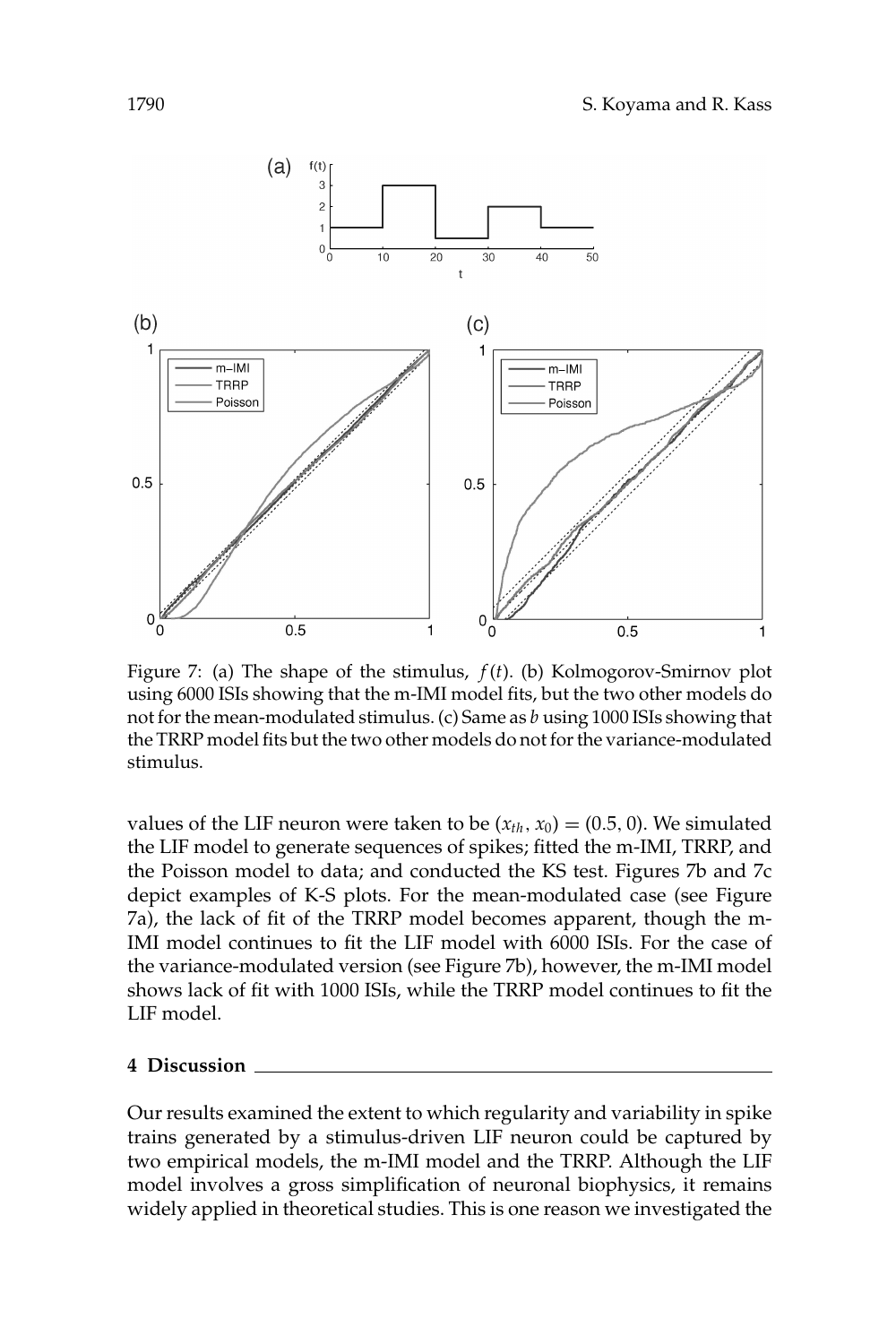Figure 7: (a) The shape of the stimulus, $f(t)$. (b) Kolmogorov-Smirnov plot using 6000 ISIs showing that the m-IMI model fits, but the two other models do not for the mean-modulated stimulus. (c) Same as *b* using 1000 ISIs showing that the TRRP model fits but the two other models do not for the variance-modulated stimulus.

values of the LIF neuron were taken to be $(x_{th}, x_0) = (0.5, 0)$. We simulated the LIF model to generate sequences of spikes; fitted the m-IMI, TRRP, and the Poisson model to data; and conducted the KS test. Figures 7b and 7c depict examples of K-S plots. For the mean-modulated case (see Figure 7a), the lack of fit of the TRRP model becomes apparent, though the m-IMI model continues to fit the LIF model with 6000 ISIs. For the case of the variance-modulated version (see Figure 7b), however, the m-IMI model shows lack of fit with 1000 ISIs, while the TRRP model continues to fit the LIF model.

## 4 Discussion

Our results examined the extent to which regularity and variability in spike trains generated by a stimulus-driven LIF neuron could be captured by two empirical models, the m-IMI model and the TRRP. Although the LIF model involves a gross simplification of neuronal biophysics, it remains widely applied in theoretical studies. This is one reason we investigated the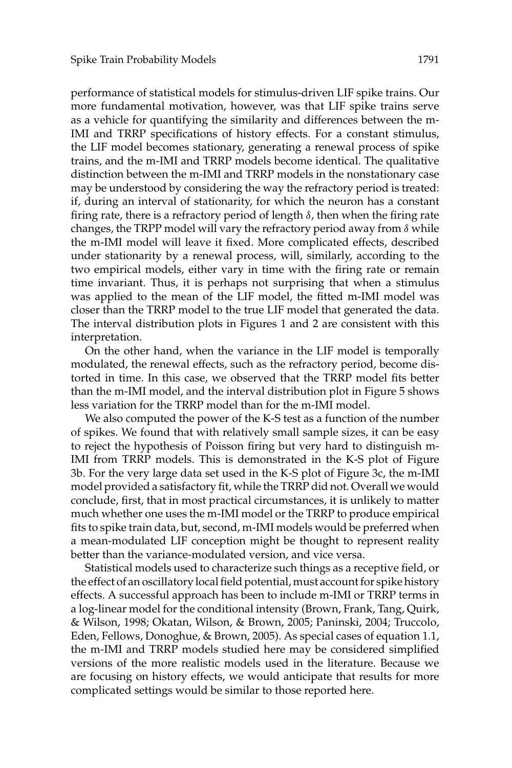performance of statistical models for stimulus-driven LIF spike trains. Our more fundamental motivation, however, was that LIF spike trains serve as a vehicle for quantifying the similarity and differences between the m-IMI and TRRP specifications of history effects. For a constant stimulus, the LIF model becomes stationary, generating a renewal process of spike trains, and the m-IMI and TRRP models become identical. The qualitative distinction between the m-IMI and TRRP models in the nonstationary case may be understood by considering the way the refractory period is treated: if, during an interval of stationarity, for which the neuron has a constant firing rate, there is a refractory period of length $\delta$, then when the firing rate changes, the TRPP model will vary the refractory period away from $\delta$ while the m-IMI model will leave it fixed. More complicated effects, described under stationarity by a renewal process, will, similarly, according to the two empirical models, either vary in time with the firing rate or remain time invariant. Thus, it is perhaps not surprising that when a stimulus was applied to the mean of the LIF model, the fitted m-IMI model was closer than the TRRP model to the true LIF model that generated the data. The interval distribution plots in Figures 1 and 2 are consistent with this interpretation.

On the other hand, when the variance in the LIF model is temporally modulated, the renewal effects, such as the refractory period, become distorted in time. In this case, we observed that the TRRP model fits better than the m-IMI model, and the interval distribution plot in Figure 5 shows less variation for the TRRP model than for the m-IMI model.

We also computed the power of the K-S test as a function of the number of spikes. We found that with relatively small sample sizes, it can be easy to reject the hypothesis of Poisson firing but very hard to distinguish m-IMI from TRRP models. This is demonstrated in the K-S plot of Figure 3b. For the very large data set used in the K-S plot of Figure 3c, the m-IMI model provided a satisfactory fit, while the TRRP did not. Overall we would conclude, first, that in most practical circumstances, it is unlikely to matter much whether one uses the m-IMI model or the TRRP to produce empirical fits to spike train data, but, second, m-IMI models would be preferred when a mean-modulated LIF conception might be thought to represent reality better than the variance-modulated version, and vice versa.

Statistical models used to characterize such things as a receptive field, or the effect of an oscillatory local field potential, must account for spike history effects. A successful approach has been to include m-IMI or TRRP terms in a log-linear model for the conditional intensity (Brown, Frank, Tang, Quirk, & Wilson, 1998; Okatan, Wilson, & Brown, 2005; Paninski, 2004; Truccolo, Eden, Fellows, Donoghue, & Brown, 2005). As special cases of equation 1.1, the m-IMI and TRRP models studied here may be considered simplified versions of the more realistic models used in the literature. Because we are focusing on history effects, we would anticipate that results for more complicated settings would be similar to those reported here.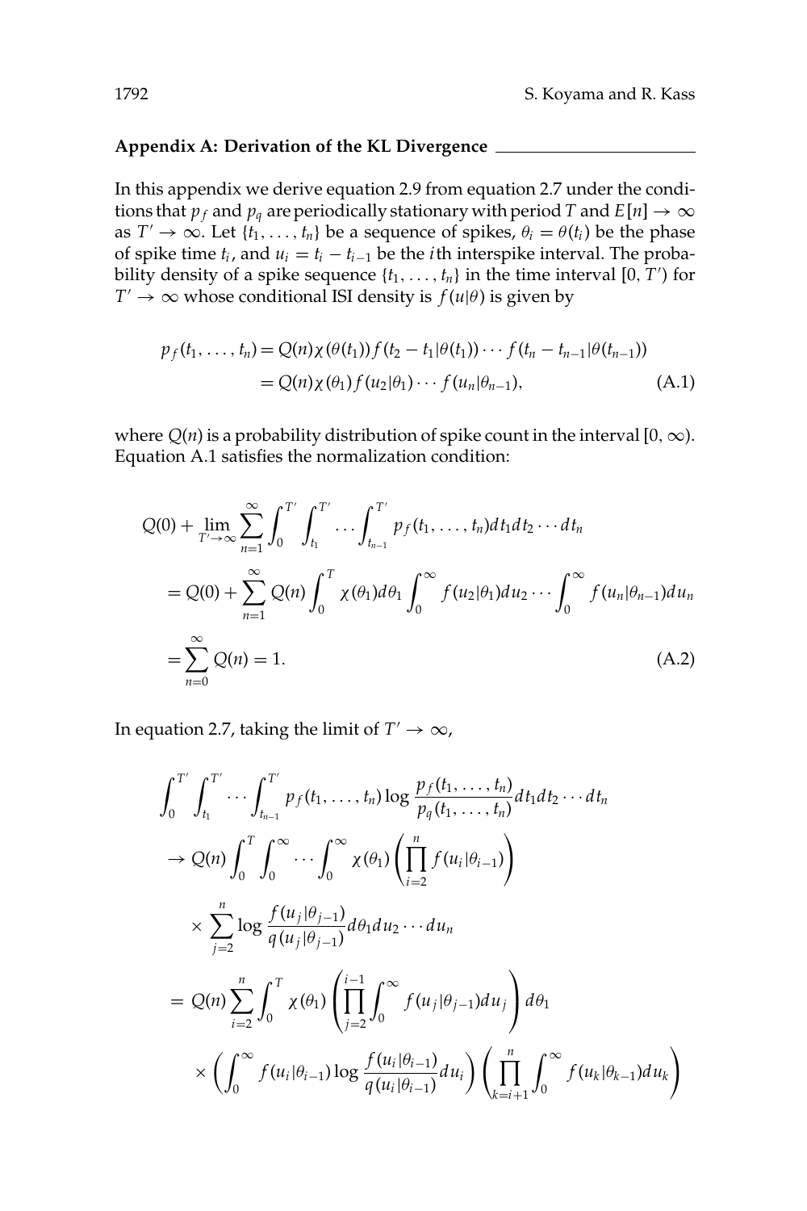## Appendix A: Derivation of the KL Divergence

In this appendix we derive equation 2.9 from equation 2.7 under the conditions that $p_f$ and $p_q$ are periodically stationary with period $T$ and $E[n] \to \infty$ as $T' \to \infty$. Let $\{t_1, \ldots, t_n\}$ be a sequence of spikes, $\theta_i = \theta(t_i)$ be the phase of spike time $t_i$, and $u_i = t_i - t_{i-1}$ be the $i$th interspike interval. The probability density of a spike sequence $\{t_1, \ldots, t_n\}$ in the time interval $[0, T')$ for $T' \to \infty$ whose conditional ISI density is $f(u|\theta)$ is given by

$$
\begin{aligned}
p_f(t_1, \ldots, t_n) &= Q(n)\chi(\theta(t_1)) f(t_2 - t_1|\theta(t_1)) \cdots f(t_n - t_{n-1}|\theta(t_{n-1})) \\
&= Q(n)\chi(\theta_1) f(u_2|\theta_1) \cdots f(u_n|\theta_{n-1}),
\end{aligned} \tag{A.1}
$$

where $Q(n)$ is a probability distribution of spike count in the interval $[0, \infty)$. Equation A.1 satisfies the normalization condition:

$$
\begin{aligned}
&Q(0) + \lim_{T' \to \infty} \sum_{n=1}^{\infty} \int_0^{T'} \int_{t_1}^{T'} \cdots \int_{t_{n-1}}^{T'} p_f(t_1, \ldots, t_n) dt_1 dt_2 \cdots dt_n \\
&= Q(0) + \sum_{n=1}^{\infty} Q(n) \int_0^T \chi(\theta_1) d\theta_1 \int_0^{\infty} f(u_2|\theta_1) du_2 \cdots \int_0^{\infty} f(u_n|\theta_{n-1}) du_n \\
&= \sum_{n=0}^{\infty} Q(n) = 1.
\end{aligned} \tag{A.2}
$$

In equation 2.7, taking the limit of $T' \to \infty$,

$$
\begin{aligned}
&\int_0^{T'} \int_{t_1}^{T'} \cdots \int_{t_{n-1}}^{T'} p_f(t_1, \ldots, t_n) \log \frac{p_f(t_1, \ldots, t_n)}{p_q(t_1, \ldots, t_n)} dt_1 dt_2 \cdots dt_n \\
&\to Q(n) \int_0^T \int_0^{\infty} \cdots \int_0^{\infty} \chi(\theta_1) \left( \prod_{i=2}^{n} f(u_i|\theta_{i-1}) \right) \\
&\quad \times \sum_{j=2}^{n} \log \frac{f(u_j|\theta_{j-1})}{q(u_j|\theta_{j-1})} d\theta_1 du_2 \cdots du_n \\
&= Q(n) \sum_{i=2}^{n} \int_0^T \chi(\theta_1) \left( \prod_{j=2}^{i-1} \int_0^{\infty} f(u_j|\theta_{j-1}) du_j \right) d\theta_1 \\
&\quad \times \left( \int_0^{\infty} f(u_i|\theta_{i-1}) \log \frac{f(u_i|\theta_{i-1})}{q(u_i|\theta_{i-1})} du_i \right) \left( \prod_{k=i+1}^{n} \int_0^{\infty} f(u_k|\theta_{k-1}) du_k \right)
\end{aligned}
$$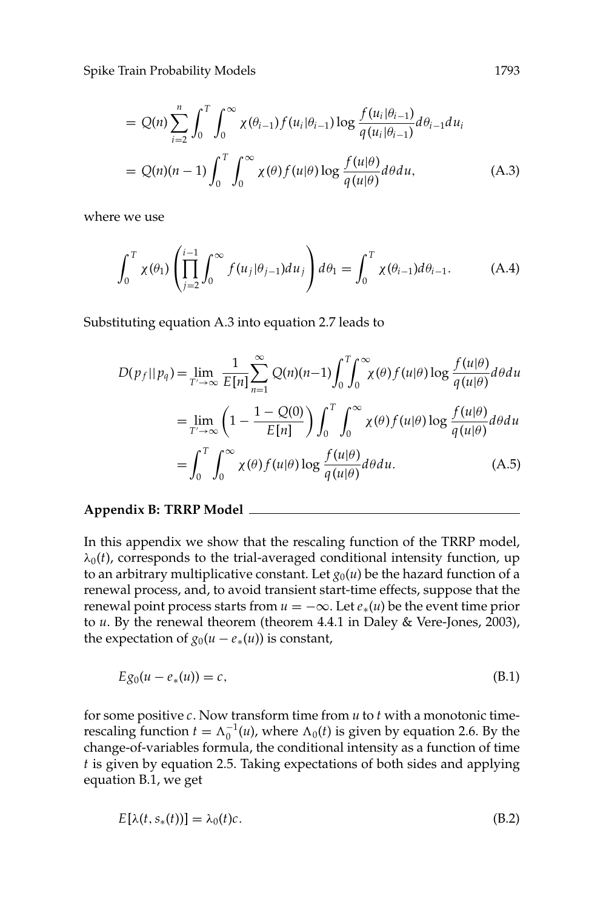$$= Q(n) \sum_{i=2}^{n} \int_0^T \int_0^\infty \chi(\theta_{i-1}) f(u_i|\theta_{i-1}) \log \frac{f(u_i|\theta_{i-1})}{q(u_i|\theta_{i-1})} d\theta_{i-1} du_i$$

$$= Q(n)(n-1) \int_0^T \int_0^\infty \chi(\theta) f(u|\theta) \log \frac{f(u|\theta)}{q(u|\theta)} d\theta du, \tag{A.3}$$

where we use

$$\int_0^T \chi(\theta_1) \left( \prod_{j=2}^{i-1} \int_0^\infty f(u_j|\theta_{j-1}) du_j \right) d\theta_1 = \int_0^T \chi(\theta_{i-1}) d\theta_{i-1}. \tag{A.4}$$

Substituting equation A.3 into equation 2.7 leads to

$$D(p_f||p_q) = \lim_{T' \to \infty} \frac{1}{E[n]} \sum_{n=1}^{\infty} Q(n)(n-1) \int_0^T \int_0^\infty \chi(\theta) f(u|\theta) \log \frac{f(u|\theta)}{q(u|\theta)} d\theta du$$

$$= \lim_{T' \to \infty} \left( 1 - \frac{1 - Q(0)}{E[n]} \right) \int_0^T \int_0^\infty \chi(\theta) f(u|\theta) \log \frac{f(u|\theta)}{q(u|\theta)} d\theta du$$

$$= \int_0^T \int_0^\infty \chi(\theta) f(u|\theta) \log \frac{f(u|\theta)}{q(u|\theta)} d\theta du. \tag{A.5}$$

## Appendix B: TRRP Model

In this appendix we show that the rescaling function of the TRRP model, $\lambda_0(t)$, corresponds to the trial-averaged conditional intensity function, up to an arbitrary multiplicative constant. Let $g_0(u)$ be the hazard function of a renewal process, and, to avoid transient start-time effects, suppose that the renewal point process starts from $u = -\infty$. Let $e_*(u)$ be the event time prior to $u$. By the renewal theorem (theorem 4.4.1 in Daley & Vere-Jones, 2003), the expectation of $g_0(u - e_*(u))$ is constant,

$$Eg_0(u - e_*(u)) = c, \tag{B.1}$$

for some positive $c$. Now transform time from $u$ to $t$ with a monotonic time-rescaling function $t = \Lambda_0^{-1}(u)$, where $\Lambda_0(t)$ is given by equation 2.6. By the change-of-variables formula, the conditional intensity as a function of time $t$ is given by equation 2.5. Taking expectations of both sides and applying equation B.1, we get

$$E[\lambda(t, s_*(t))] = \lambda_0(t)c. \tag{B.2}$$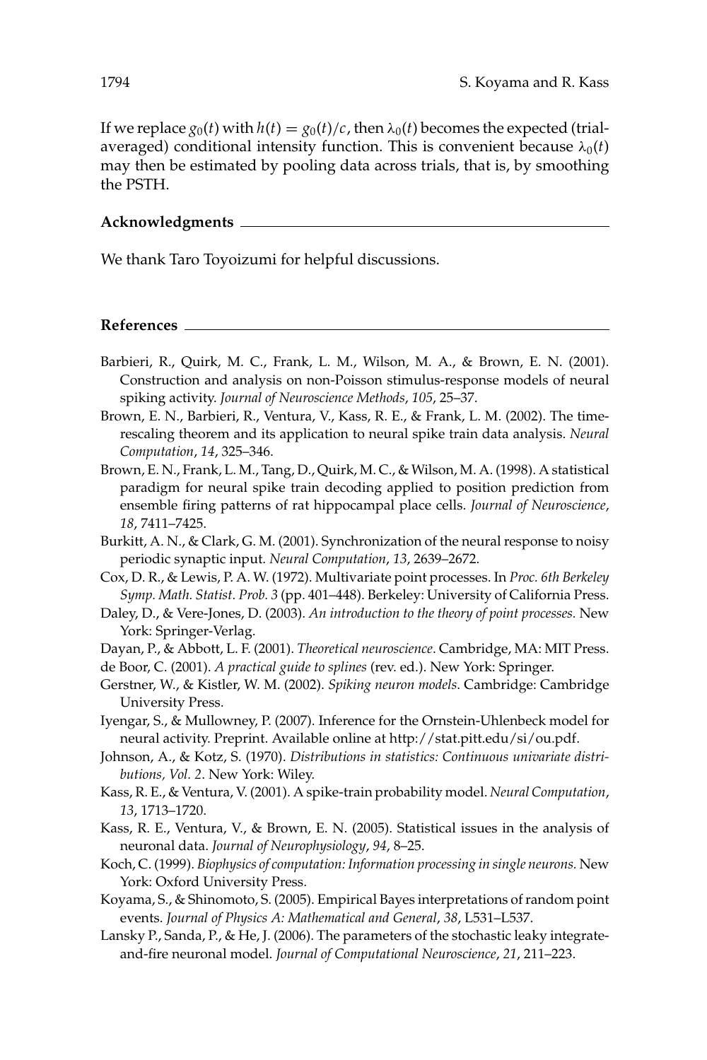If we replace $g_0(t)$ with $h(t) = g_0(t)/c$, then $\lambda_0(t)$ becomes the expected (trial-averaged) conditional intensity function. This is convenient because $\lambda_0(t)$ may then be estimated by pooling data across trials, that is, by smoothing the PSTH.

## Acknowledgments

We thank Taro Toyoizumi for helpful discussions.

## References

Barbieri, R., Quirk, M. C., Frank, L. M., Wilson, M. A., & Brown, E. N. (2001). Construction and analysis on non-Poisson stimulus-response models of neural spiking activity. *Journal of Neuroscience Methods*, *105*, 25–37.

Brown, E. N., Barbieri, R., Ventura, V., Kass, R. E., & Frank, L. M. (2002). The time-rescaling theorem and its application to neural spike train data analysis. *Neural Computation*, *14*, 325–346.

Brown, E. N., Frank, L. M., Tang, D., Quirk, M. C., & Wilson, M. A. (1998). A statistical paradigm for neural spike train decoding applied to position prediction from ensemble firing patterns of rat hippocampal place cells. *Journal of Neuroscience*, *18*, 7411–7425.

Burkitt, A. N., & Clark, G. M. (2001). Synchronization of the neural response to noisy periodic synaptic input. *Neural Computation*, *13*, 2639–2672.

Cox, D. R., & Lewis, P. A. W. (1972). Multivariate point processes. In *Proc. 6th Berkeley Symp. Math. Statist. Prob. 3* (pp. 401–448). Berkeley: University of California Press.

Daley, D., & Vere-Jones, D. (2003). *An introduction to the theory of point processes.* New York: Springer-Verlag.

Dayan, P., & Abbott, L. F. (2001). *Theoretical neuroscience*. Cambridge, MA: MIT Press.

de Boor, C. (2001). *A practical guide to splines* (rev. ed.). New York: Springer.

Gerstner, W., & Kistler, W. M. (2002). *Spiking neuron models*. Cambridge: Cambridge University Press.

Iyengar, S., & Mullowney, P. (2007). Inference for the Ornstein-Uhlenbeck model for neural activity. Preprint. Available online at http://stat.pitt.edu/si/ou.pdf.

Johnson, A., & Kotz, S. (1970). *Distributions in statistics: Continuous univariate distributions, Vol. 2*. New York: Wiley.

Kass, R. E., & Ventura, V. (2001). A spike-train probability model. *Neural Computation*, *13*, 1713–1720.

Kass, R. E., Ventura, V., & Brown, E. N. (2005). Statistical issues in the analysis of neuronal data. *Journal of Neurophysiology*, *94*, 8–25.

Koch, C. (1999). *Biophysics of computation: Information processing in single neurons.* New York: Oxford University Press.

Koyama, S., & Shinomoto, S. (2005). Empirical Bayes interpretations of random point events. *Journal of Physics A: Mathematical and General*, *38*, L531–L537.

Lansky P., Sanda, P., & He, J. (2006). The parameters of the stochastic leaky integrate-and-fire neuronal model. *Journal of Computational Neuroscience*, *21*, 211–223.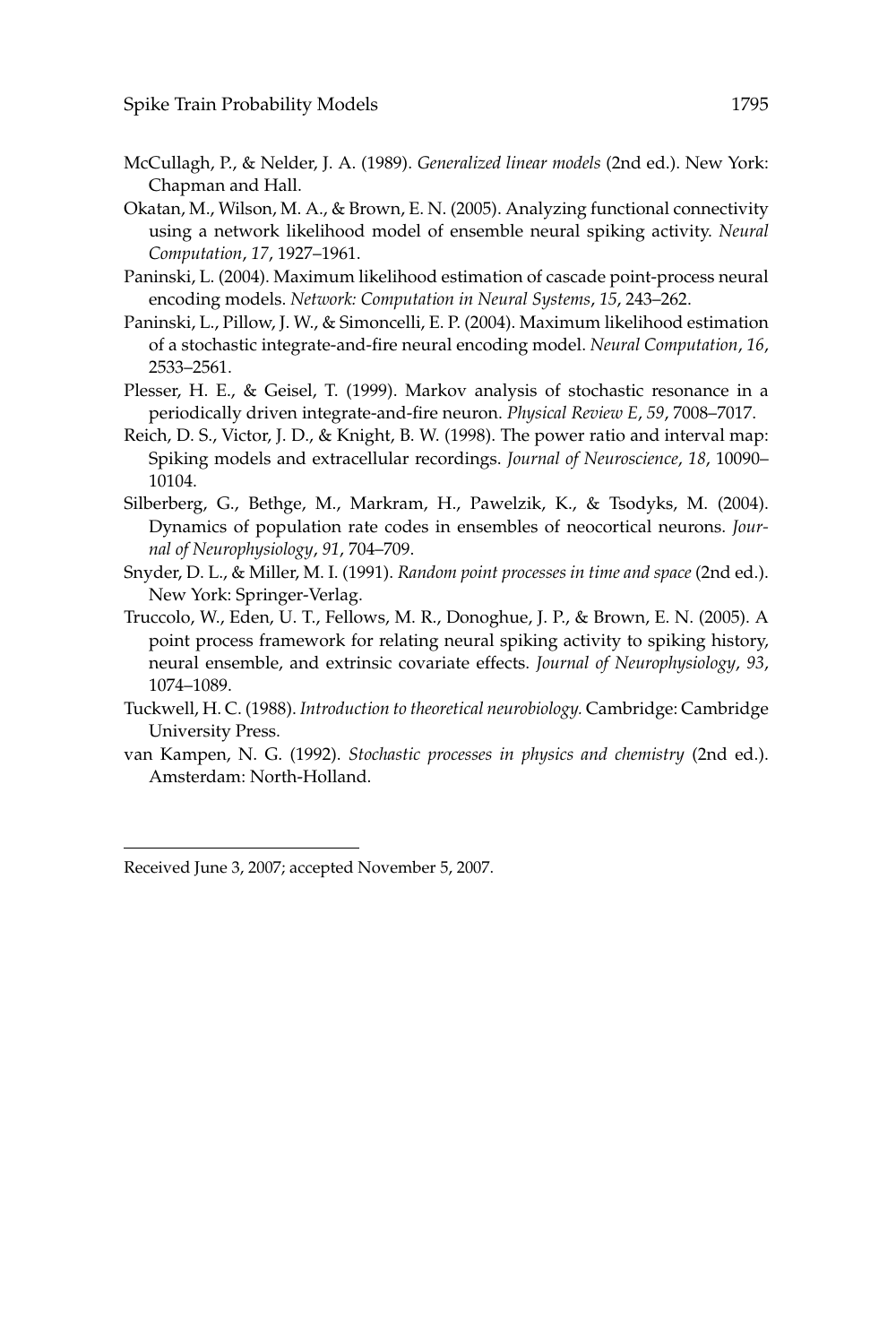McCullagh, P., & Nelder, J. A. (1989). *Generalized linear models* (2nd ed.). New York: Chapman and Hall.

Okatan, M., Wilson, M. A., & Brown, E. N. (2005). Analyzing functional connectivity using a network likelihood model of ensemble neural spiking activity. *Neural Computation*, *17*, 1927–1961.

Paninski, L. (2004). Maximum likelihood estimation of cascade point-process neural encoding models. *Network: Computation in Neural Systems*, *15*, 243–262.

Paninski, L., Pillow, J. W., & Simoncelli, E. P. (2004). Maximum likelihood estimation of a stochastic integrate-and-fire neural encoding model. *Neural Computation*, *16*, 2533–2561.

Plesser, H. E., & Geisel, T. (1999). Markov analysis of stochastic resonance in a periodically driven integrate-and-fire neuron. *Physical Review E*, *59*, 7008–7017.

Reich, D. S., Victor, J. D., & Knight, B. W. (1998). The power ratio and interval map: Spiking models and extracellular recordings. *Journal of Neuroscience*, *18*, 10090–10104.

Silberberg, G., Bethge, M., Markram, H., Pawelzik, K., & Tsodyks, M. (2004). Dynamics of population rate codes in ensembles of neocortical neurons. *Journal of Neurophysiology*, *91*, 704–709.

Snyder, D. L., & Miller, M. I. (1991). *Random point processes in time and space* (2nd ed.). New York: Springer-Verlag.

Truccolo, W., Eden, U. T., Fellows, M. R., Donoghue, J. P., & Brown, E. N. (2005). A point process framework for relating neural spiking activity to spiking history, neural ensemble, and extrinsic covariate effects. *Journal of Neurophysiology*, *93*, 1074–1089.

Tuckwell, H. C. (1988). *Introduction to theoretical neurobiology.* Cambridge: Cambridge University Press.

van Kampen, N. G. (1992). *Stochastic processes in physics and chemistry* (2nd ed.). Amsterdam: North-Holland.

---

Received June 3, 2007; accepted November 5, 2007.